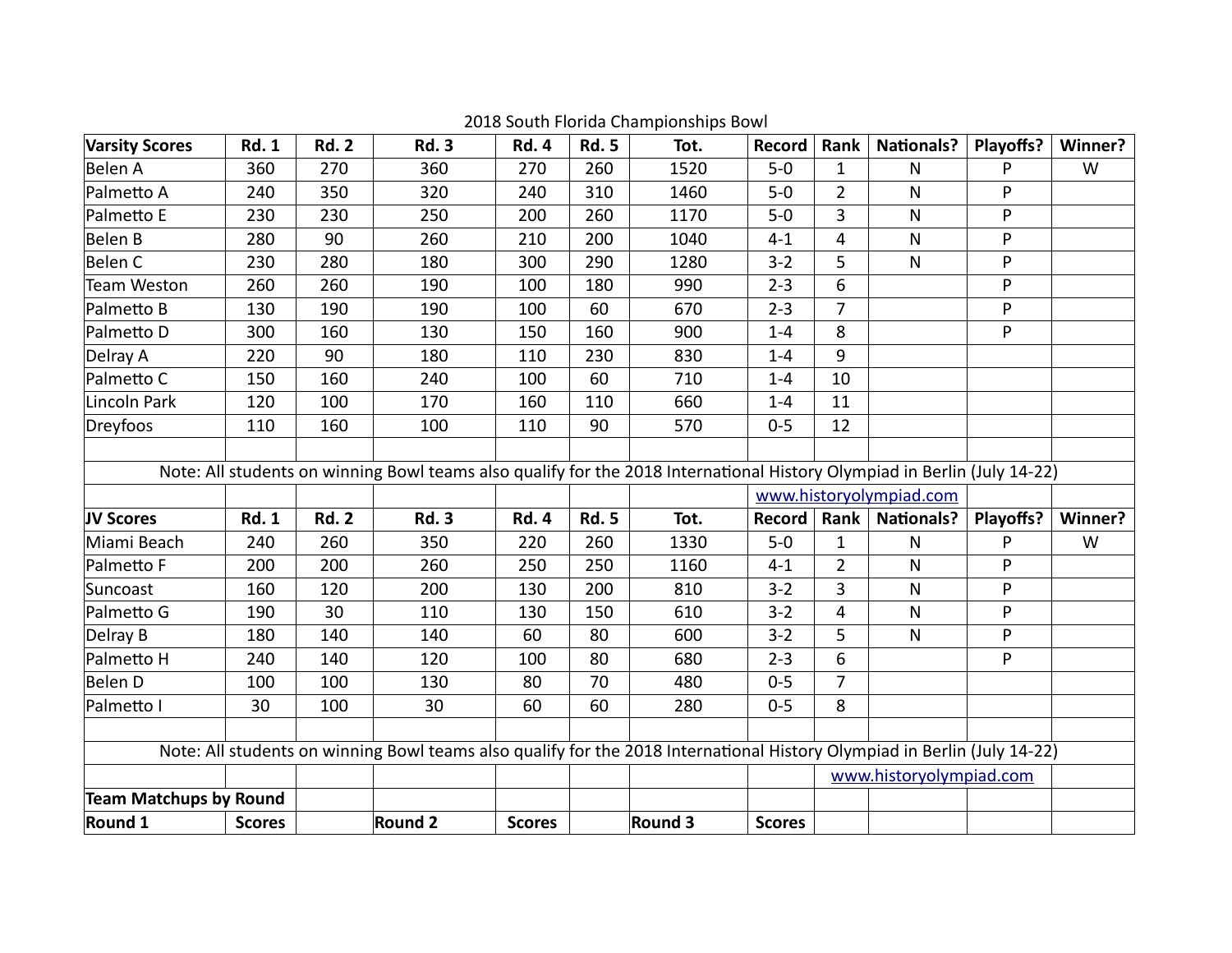2018 South Florida Championships Bowl

| Varsity Scores | Rd. 1 | Rd. 2 | Rd. 3 | Rd. 4 | Rd. 5 | Tot. | Record | Rank | Nationals? | Playoffs? | Winner? |
|---|---|---|---|---|---|---|---|---|---|---|---|
| Belen A | 360 | 270 | 360 | 270 | 260 | 1520 | 5-0 | 1 | N | P | W |
| Palmetto A | 240 | 350 | 320 | 240 | 310 | 1460 | 5-0 | 2 | N | P | |
| Palmetto E | 230 | 230 | 250 | 200 | 260 | 1170 | 5-0 | 3 | N | P | |
| Belen B | 280 | 90 | 260 | 210 | 200 | 1040 | 4-1 | 4 | N | P | |
| Belen C | 230 | 280 | 180 | 300 | 290 | 1280 | 3-2 | 5 | N | P | |
| Team Weston | 260 | 260 | 190 | 100 | 180 | 990 | 2-3 | 6 | | P | |
| Palmetto B | 130 | 190 | 190 | 100 | 60 | 670 | 2-3 | 7 | | P | |
| Palmetto D | 300 | 160 | 130 | 150 | 160 | 900 | 1-4 | 8 | | P | |
| Delray A | 220 | 90 | 180 | 110 | 230 | 830 | 1-4 | 9 | | | |
| Palmetto C | 150 | 160 | 240 | 100 | 60 | 710 | 1-4 | 10 | | | |
| Lincoln Park | 120 | 100 | 170 | 160 | 110 | 660 | 1-4 | 11 | | | |
| Dreyfoos | 110 | 160 | 100 | 110 | 90 | 570 | 0-5 | 12 | | | |

Note: All students on winning Bowl teams also qualify for the 2018 International History Olympiad in Berlin (July 14-22)

www.historyolympiad.com

| JV Scores | Rd. 1 | Rd. 2 | Rd. 3 | Rd. 4 | Rd. 5 | Tot. | Record | Rank | Nationals? | Playoffs? | Winner? |
|---|---|---|---|---|---|---|---|---|---|---|---|
| Miami Beach | 240 | 260 | 350 | 220 | 260 | 1330 | 5-0 | 1 | N | P | W |
| Palmetto F | 200 | 200 | 260 | 250 | 250 | 1160 | 4-1 | 2 | N | P | |
| Suncoast | 160 | 120 | 200 | 130 | 200 | 810 | 3-2 | 3 | N | P | |
| Palmetto G | 190 | 30 | 110 | 130 | 150 | 610 | 3-2 | 4 | N | P | |
| Delray B | 180 | 140 | 140 | 60 | 80 | 600 | 3-2 | 5 | N | P | |
| Palmetto H | 240 | 140 | 120 | 100 | 80 | 680 | 2-3 | 6 | | P | |
| Belen D | 100 | 100 | 130 | 80 | 70 | 480 | 0-5 | 7 | | | |
| Palmetto I | 30 | 100 | 30 | 60 | 60 | 280 | 0-5 | 8 | | | |

Note: All students on winning Bowl teams also qualify for the 2018 International History Olympiad in Berlin (July 14-22)

www.historyolympiad.com

**Team Matchups by Round**

| Round 1 | Scores | | Round 2 | Scores | | Round 3 | Scores |
|---|---|---|---|---|---|---|---|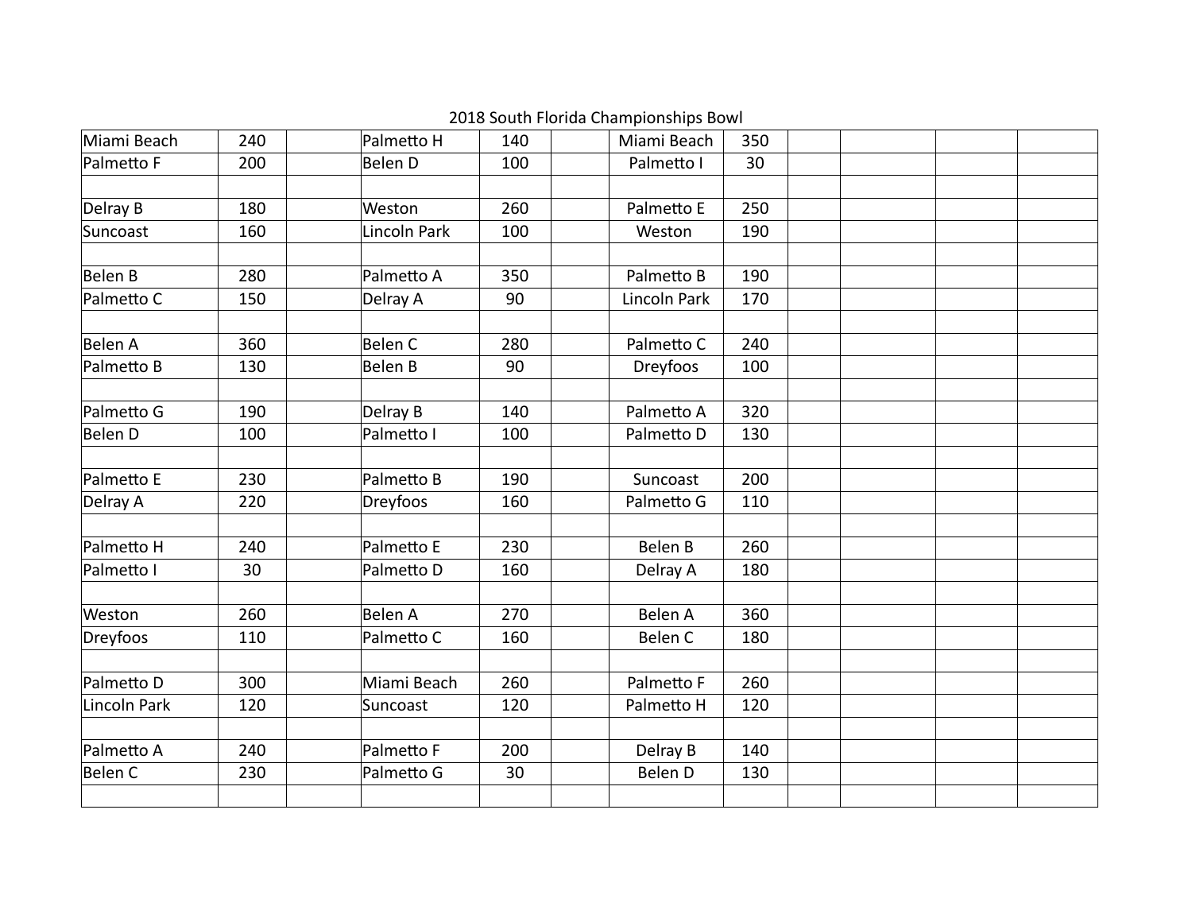2018 South Florida Championships Bowl

| | | | | | | | | | | | |
|---|---|---|---|---|---|---|---|---|---|---|---|
| Miami Beach | 240 | | Palmetto H | 140 | | Miami Beach | 350 | | | | |
| Palmetto F | 200 | | Belen D | 100 | | Palmetto I | 30 | | | | |
| | | | | | | | | | | | |
| Delray B | 180 | | Weston | 260 | | Palmetto E | 250 | | | | |
| Suncoast | 160 | | Lincoln Park | 100 | | Weston | 190 | | | | |
| | | | | | | | | | | | |
| Belen B | 280 | | Palmetto A | 350 | | Palmetto B | 190 | | | | |
| Palmetto C | 150 | | Delray A | 90 | | Lincoln Park | 170 | | | | |
| | | | | | | | | | | | |
| Belen A | 360 | | Belen C | 280 | | Palmetto C | 240 | | | | |
| Palmetto B | 130 | | Belen B | 90 | | Dreyfoos | 100 | | | | |
| | | | | | | | | | | | |
| Palmetto G | 190 | | Delray B | 140 | | Palmetto A | 320 | | | | |
| Belen D | 100 | | Palmetto I | 100 | | Palmetto D | 130 | | | | |
| | | | | | | | | | | | |
| Palmetto E | 230 | | Palmetto B | 190 | | Suncoast | 200 | | | | |
| Delray A | 220 | | Dreyfoos | 160 | | Palmetto G | 110 | | | | |
| | | | | | | | | | | | |
| Palmetto H | 240 | | Palmetto E | 230 | | Belen B | 260 | | | | |
| Palmetto I | 30 | | Palmetto D | 160 | | Delray A | 180 | | | | |
| | | | | | | | | | | | |
| Weston | 260 | | Belen A | 270 | | Belen A | 360 | | | | |
| Dreyfoos | 110 | | Palmetto C | 160 | | Belen C | 180 | | | | |
| | | | | | | | | | | | |
| Palmetto D | 300 | | Miami Beach | 260 | | Palmetto F | 260 | | | | |
| Lincoln Park | 120 | | Suncoast | 120 | | Palmetto H | 120 | | | | |
| | | | | | | | | | | | |
| Palmetto A | 240 | | Palmetto F | 200 | | Delray B | 140 | | | | |
| Belen C | 230 | | Palmetto G | 30 | | Belen D | 130 | | | | |
| | | | | | | | | | | | |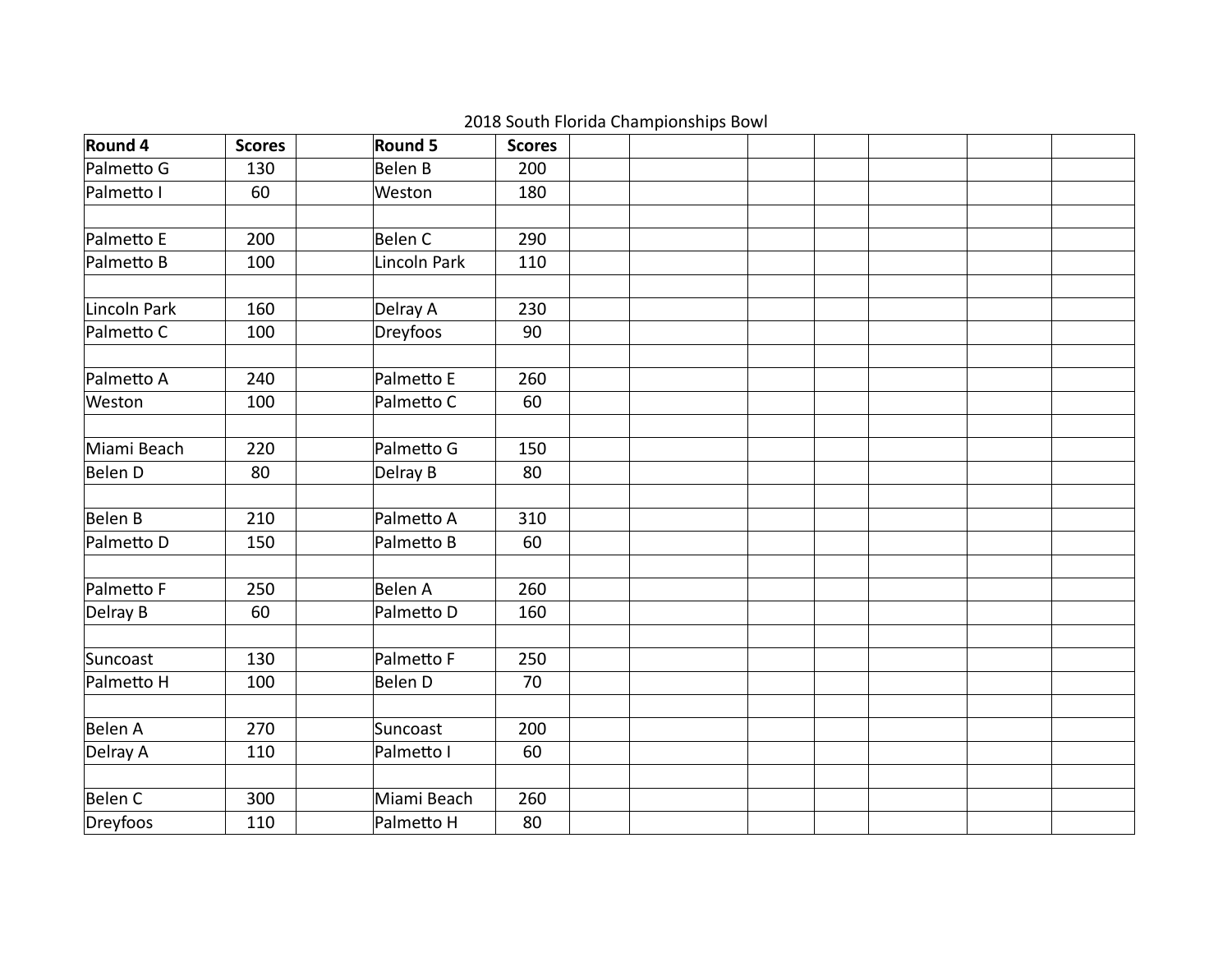2018 South Florida Championships Bowl

| Round 4 | Scores | | Round 5 | Scores |
|---|---|---|---|---|
| Palmetto G | 130 | | Belen B | 200 |
| Palmetto I | 60 | | Weston | 180 |
| | | | | |
| Palmetto E | 200 | | Belen C | 290 |
| Palmetto B | 100 | | Lincoln Park | 110 |
| | | | | |
| Lincoln Park | 160 | | Delray A | 230 |
| Palmetto C | 100 | | Dreyfoos | 90 |
| | | | | |
| Palmetto A | 240 | | Palmetto E | 260 |
| Weston | 100 | | Palmetto C | 60 |
| | | | | |
| Miami Beach | 220 | | Palmetto G | 150 |
| Belen D | 80 | | Delray B | 80 |
| | | | | |
| Belen B | 210 | | Palmetto A | 310 |
| Palmetto D | 150 | | Palmetto B | 60 |
| | | | | |
| Palmetto F | 250 | | Belen A | 260 |
| Delray B | 60 | | Palmetto D | 160 |
| | | | | |
| Suncoast | 130 | | Palmetto F | 250 |
| Palmetto H | 100 | | Belen D | 70 |
| | | | | |
| Belen A | 270 | | Suncoast | 200 |
| Delray A | 110 | | Palmetto I | 60 |
| | | | | |
| Belen C | 300 | | Miami Beach | 260 |
| Dreyfoos | 110 | | Palmetto H | 80 |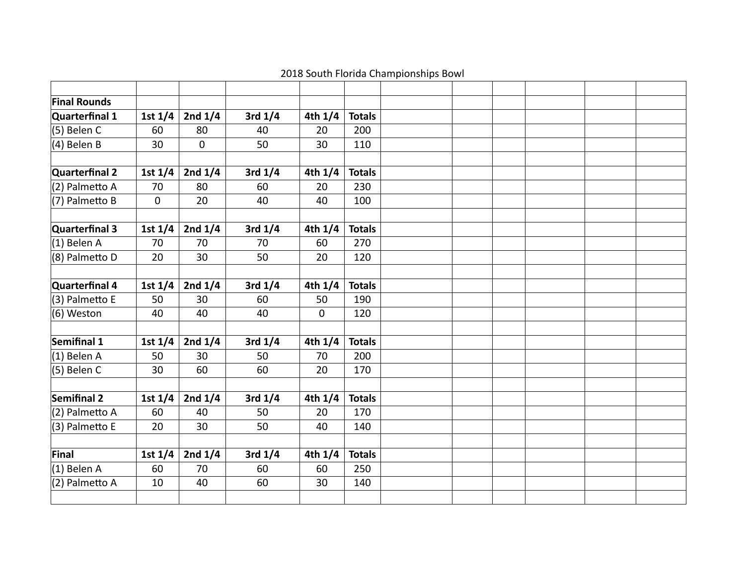2018 South Florida Championships Bowl

| | | | | | |
|---|---|---|---|---|---|
| **Final Rounds** | | | | | |
| **Quarterfinal 1** | **1st 1/4** | **2nd 1/4** | **3rd 1/4** | **4th 1/4** | **Totals** |
| (5) Belen C | 60 | 80 | 40 | 20 | 200 |
| (4) Belen B | 30 | 0 | 50 | 30 | 110 |
| | | | | | |
| **Quarterfinal 2** | **1st 1/4** | **2nd 1/4** | **3rd 1/4** | **4th 1/4** | **Totals** |
| (2) Palmetto A | 70 | 80 | 60 | 20 | 230 |
| (7) Palmetto B | 0 | 20 | 40 | 40 | 100 |
| | | | | | |
| **Quarterfinal 3** | **1st 1/4** | **2nd 1/4** | **3rd 1/4** | **4th 1/4** | **Totals** |
| (1) Belen A | 70 | 70 | 70 | 60 | 270 |
| (8) Palmetto D | 20 | 30 | 50 | 20 | 120 |
| | | | | | |
| **Quarterfinal 4** | **1st 1/4** | **2nd 1/4** | **3rd 1/4** | **4th 1/4** | **Totals** |
| (3) Palmetto E | 50 | 30 | 60 | 50 | 190 |
| (6) Weston | 40 | 40 | 40 | 0 | 120 |
| | | | | | |
| **Semifinal 1** | **1st 1/4** | **2nd 1/4** | **3rd 1/4** | **4th 1/4** | **Totals** |
| (1) Belen A | 50 | 30 | 50 | 70 | 200 |
| (5) Belen C | 30 | 60 | 60 | 20 | 170 |
| | | | | | |
| **Semifinal 2** | **1st 1/4** | **2nd 1/4** | **3rd 1/4** | **4th 1/4** | **Totals** |
| (2) Palmetto A | 60 | 40 | 50 | 20 | 170 |
| (3) Palmetto E | 20 | 30 | 50 | 40 | 140 |
| | | | | | |
| **Final** | **1st 1/4** | **2nd 1/4** | **3rd 1/4** | **4th 1/4** | **Totals** |
| (1) Belen A | 60 | 70 | 60 | 60 | 250 |
| (2) Palmetto A | 10 | 40 | 60 | 30 | 140 |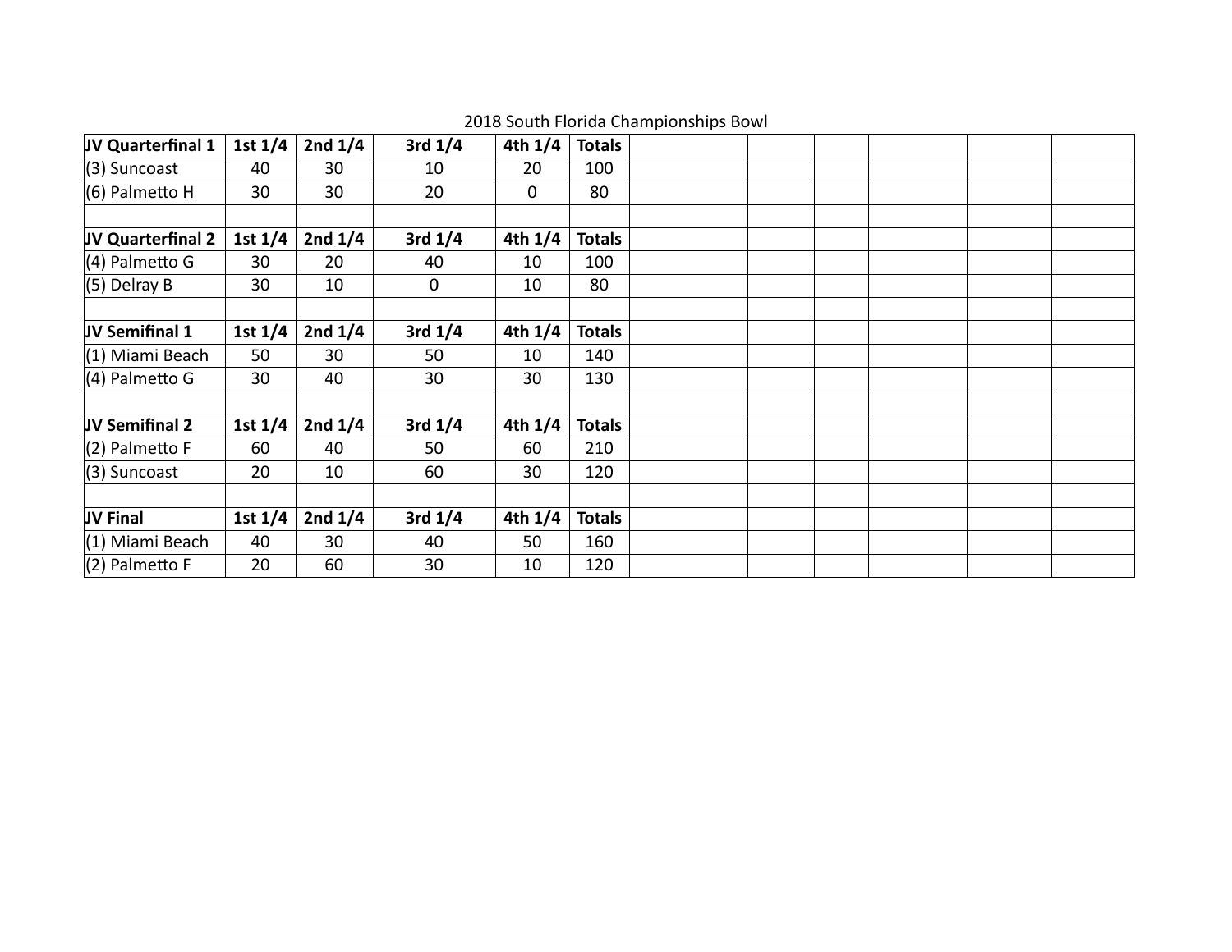2018 South Florida Championships Bowl

| JV Quarterfinal 1 | 1st 1/4 | 2nd 1/4 | 3rd 1/4 | 4th 1/4 | Totals |
|---|---|---|---|---|---|
| (3) Suncoast | 40 | 30 | 10 | 20 | 100 |
| (6) Palmetto H | 30 | 30 | 20 | 0 | 80 |
| | | | | | |
| **JV Quarterfinal 2** | **1st 1/4** | **2nd 1/4** | **3rd 1/4** | **4th 1/4** | **Totals** |
| (4) Palmetto G | 30 | 20 | 40 | 10 | 100 |
| (5) Delray B | 30 | 10 | 0 | 10 | 80 |
| | | | | | |
| **JV Semifinal 1** | **1st 1/4** | **2nd 1/4** | **3rd 1/4** | **4th 1/4** | **Totals** |
| (1) Miami Beach | 50 | 30 | 50 | 10 | 140 |
| (4) Palmetto G | 30 | 40 | 30 | 30 | 130 |
| | | | | | |
| **JV Semifinal 2** | **1st 1/4** | **2nd 1/4** | **3rd 1/4** | **4th 1/4** | **Totals** |
| (2) Palmetto F | 60 | 40 | 50 | 60 | 210 |
| (3) Suncoast | 20 | 10 | 60 | 30 | 120 |
| | | | | | |
| **JV Final** | **1st 1/4** | **2nd 1/4** | **3rd 1/4** | **4th 1/4** | **Totals** |
| (1) Miami Beach | 40 | 30 | 40 | 50 | 160 |
| (2) Palmetto F | 20 | 60 | 30 | 10 | 120 |